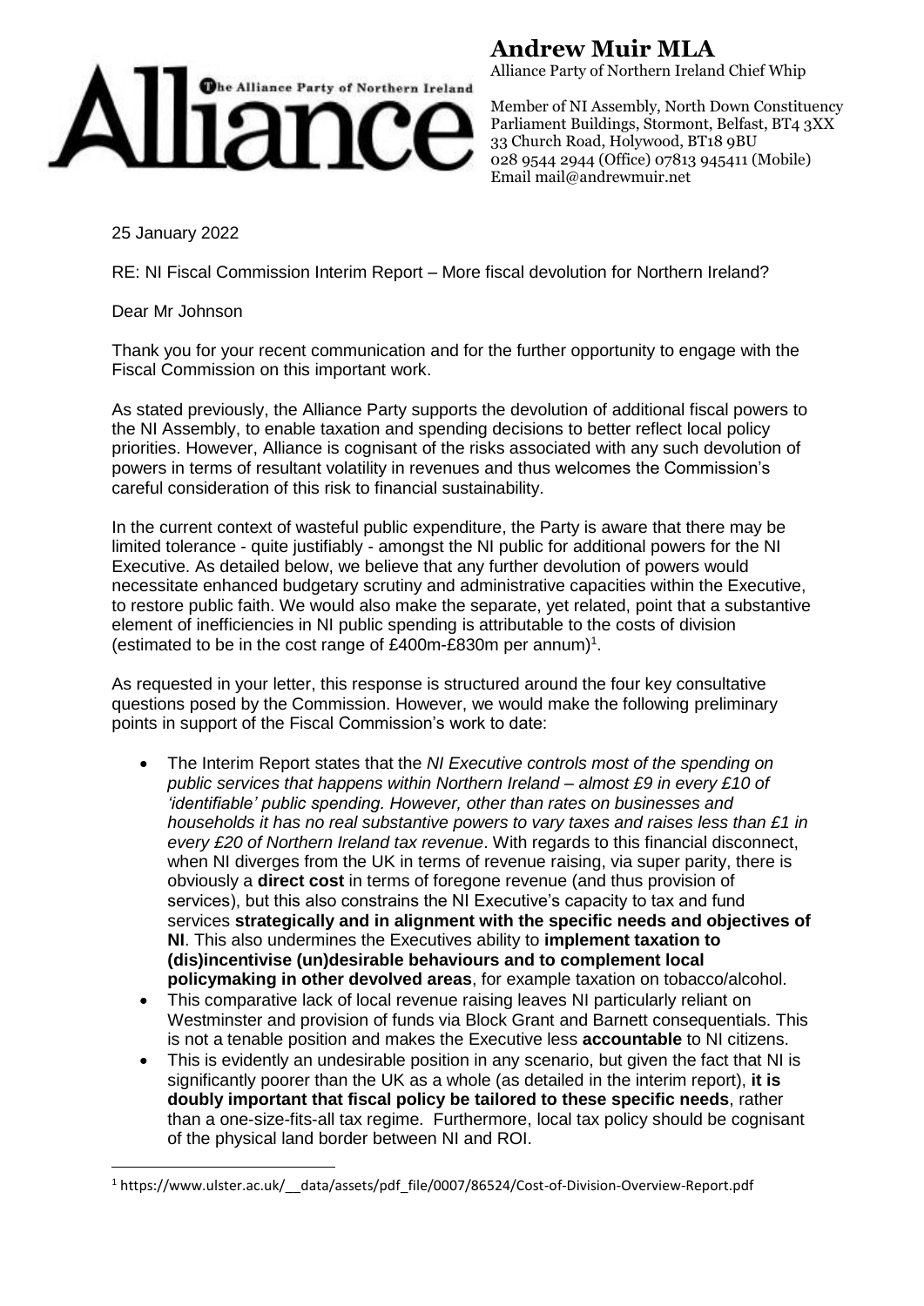# Andrew Muir MLA

Alliance Party of Northern Ireland Chief Whip

Member of NI Assembly, North Down Constituency
Parliament Buildings, Stormont, Belfast, BT4 3XX
33 Church Road, Holywood, BT18 9BU
028 9544 2944 (Office) 07813 945411 (Mobile)
Email mail@andrewmuir.net

25 January 2022

RE: NI Fiscal Commission Interim Report – More fiscal devolution for Northern Ireland?

Dear Mr Johnson

Thank you for your recent communication and for the further opportunity to engage with the Fiscal Commission on this important work.

As stated previously, the Alliance Party supports the devolution of additional fiscal powers to the NI Assembly, to enable taxation and spending decisions to better reflect local policy priorities. However, Alliance is cognisant of the risks associated with any such devolution of powers in terms of resultant volatility in revenues and thus welcomes the Commission's careful consideration of this risk to financial sustainability.

In the current context of wasteful public expenditure, the Party is aware that there may be limited tolerance - quite justifiably - amongst the NI public for additional powers for the NI Executive. As detailed below, we believe that any further devolution of powers would necessitate enhanced budgetary scrutiny and administrative capacities within the Executive, to restore public faith. We would also make the separate, yet related, point that a substantive element of inefficiencies in NI public spending is attributable to the costs of division (estimated to be in the cost range of £400m-£830m per annum)[1].

As requested in your letter, this response is structured around the four key consultative questions posed by the Commission. However, we would make the following preliminary points in support of the Fiscal Commission's work to date:

- The Interim Report states that the *NI Executive controls most of the spending on public services that happens within Northern Ireland – almost £9 in every £10 of 'identifiable' public spending. However, other than rates on businesses and households it has no real substantive powers to vary taxes and raises less than £1 in every £20 of Northern Ireland tax revenue*. With regards to this financial disconnect, when NI diverges from the UK in terms of revenue raising, via super parity, there is obviously a **direct cost** in terms of foregone revenue (and thus provision of services), but this also constrains the NI Executive's capacity to tax and fund services **strategically and in alignment with the specific needs and objectives of NI**. This also undermines the Executives ability to **implement taxation to (dis)incentivise (un)desirable behaviours and to complement local policymaking in other devolved areas**, for example taxation on tobacco/alcohol.
- This comparative lack of local revenue raising leaves NI particularly reliant on Westminster and provision of funds via Block Grant and Barnett consequentials. This is not a tenable position and makes the Executive less **accountable** to NI citizens.
- This is evidently an undesirable position in any scenario, but given the fact that NI is significantly poorer than the UK as a whole (as detailed in the interim report), **it is doubly important that fiscal policy be tailored to these specific needs**, rather than a one-size-fits-all tax regime. Furthermore, local tax policy should be cognisant of the physical land border between NI and ROI.

[1] https://www.ulster.ac.uk/__data/assets/pdf_file/0007/86524/Cost-of-Division-Overview-Report.pdf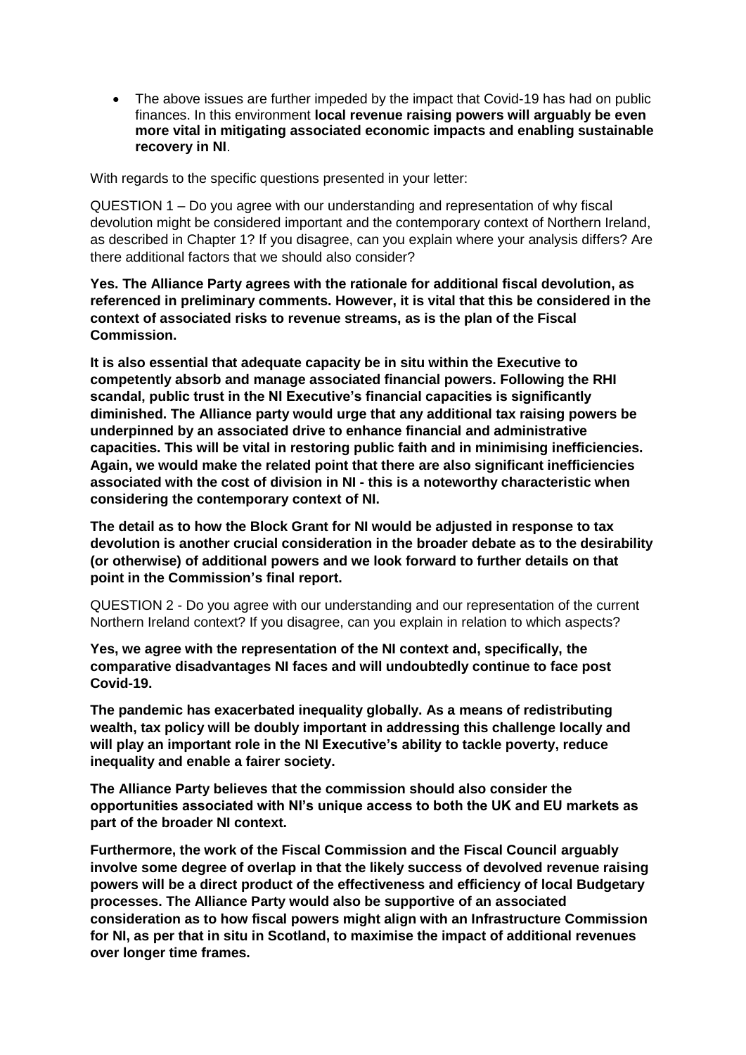- The above issues are further impeded by the impact that Covid-19 has had on public finances. In this environment **local revenue raising powers will arguably be even more vital in mitigating associated economic impacts and enabling sustainable recovery in NI**.

With regards to the specific questions presented in your letter:

QUESTION 1 – Do you agree with our understanding and representation of why fiscal devolution might be considered important and the contemporary context of Northern Ireland, as described in Chapter 1? If you disagree, can you explain where your analysis differs? Are there additional factors that we should also consider?

**Yes. The Alliance Party agrees with the rationale for additional fiscal devolution, as referenced in preliminary comments. However, it is vital that this be considered in the context of associated risks to revenue streams, as is the plan of the Fiscal Commission.**

**It is also essential that adequate capacity be in situ within the Executive to competently absorb and manage associated financial powers. Following the RHI scandal, public trust in the NI Executive's financial capacities is significantly diminished. The Alliance party would urge that any additional tax raising powers be underpinned by an associated drive to enhance financial and administrative capacities. This will be vital in restoring public faith and in minimising inefficiencies. Again, we would make the related point that there are also significant inefficiencies associated with the cost of division in NI - this is a noteworthy characteristic when considering the contemporary context of NI.**

**The detail as to how the Block Grant for NI would be adjusted in response to tax devolution is another crucial consideration in the broader debate as to the desirability (or otherwise) of additional powers and we look forward to further details on that point in the Commission's final report.**

QUESTION 2 - Do you agree with our understanding and our representation of the current Northern Ireland context? If you disagree, can you explain in relation to which aspects?

**Yes, we agree with the representation of the NI context and, specifically, the comparative disadvantages NI faces and will undoubtedly continue to face post Covid-19.**

**The pandemic has exacerbated inequality globally. As a means of redistributing wealth, tax policy will be doubly important in addressing this challenge locally and will play an important role in the NI Executive's ability to tackle poverty, reduce inequality and enable a fairer society.**

**The Alliance Party believes that the commission should also consider the opportunities associated with NI's unique access to both the UK and EU markets as part of the broader NI context.**

**Furthermore, the work of the Fiscal Commission and the Fiscal Council arguably involve some degree of overlap in that the likely success of devolved revenue raising powers will be a direct product of the effectiveness and efficiency of local Budgetary processes. The Alliance Party would also be supportive of an associated consideration as to how fiscal powers might align with an Infrastructure Commission for NI, as per that in situ in Scotland, to maximise the impact of additional revenues over longer time frames.**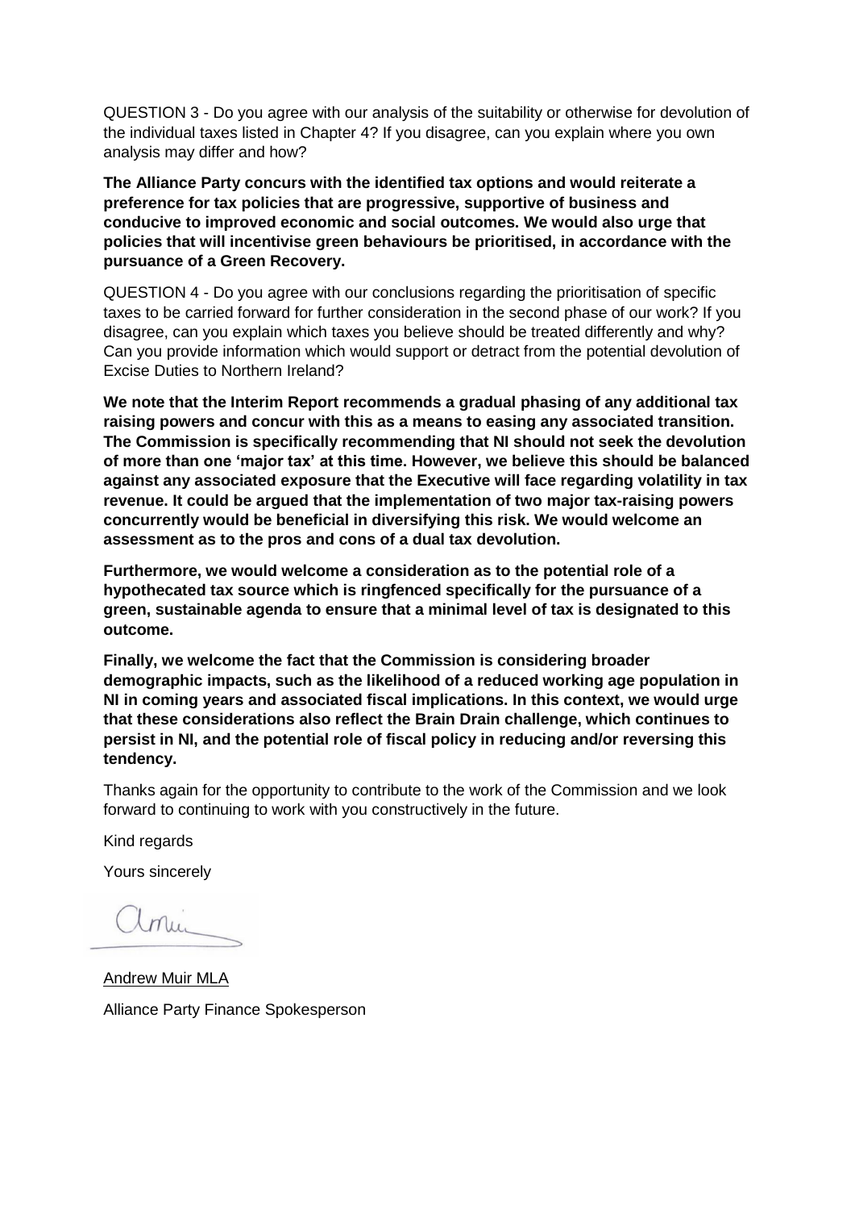QUESTION 3 - Do you agree with our analysis of the suitability or otherwise for devolution of the individual taxes listed in Chapter 4? If you disagree, can you explain where you own analysis may differ and how?

**The Alliance Party concurs with the identified tax options and would reiterate a preference for tax policies that are progressive, supportive of business and conducive to improved economic and social outcomes. We would also urge that policies that will incentivise green behaviours be prioritised, in accordance with the pursuance of a Green Recovery.**

QUESTION 4 - Do you agree with our conclusions regarding the prioritisation of specific taxes to be carried forward for further consideration in the second phase of our work? If you disagree, can you explain which taxes you believe should be treated differently and why? Can you provide information which would support or detract from the potential devolution of Excise Duties to Northern Ireland?

**We note that the Interim Report recommends a gradual phasing of any additional tax raising powers and concur with this as a means to easing any associated transition. The Commission is specifically recommending that NI should not seek the devolution of more than one 'major tax' at this time. However, we believe this should be balanced against any associated exposure that the Executive will face regarding volatility in tax revenue. It could be argued that the implementation of two major tax-raising powers concurrently would be beneficial in diversifying this risk. We would welcome an assessment as to the pros and cons of a dual tax devolution.**

**Furthermore, we would welcome a consideration as to the potential role of a hypothecated tax source which is ringfenced specifically for the pursuance of a green, sustainable agenda to ensure that a minimal level of tax is designated to this outcome.**

**Finally, we welcome the fact that the Commission is considering broader demographic impacts, such as the likelihood of a reduced working age population in NI in coming years and associated fiscal implications. In this context, we would urge that these considerations also reflect the Brain Drain challenge, which continues to persist in NI, and the potential role of fiscal policy in reducing and/or reversing this tendency.**

Thanks again for the opportunity to contribute to the work of the Commission and we look forward to continuing to work with you constructively in the future.

Kind regards

Yours sincerely

Andrew Muir MLA

Alliance Party Finance Spokesperson